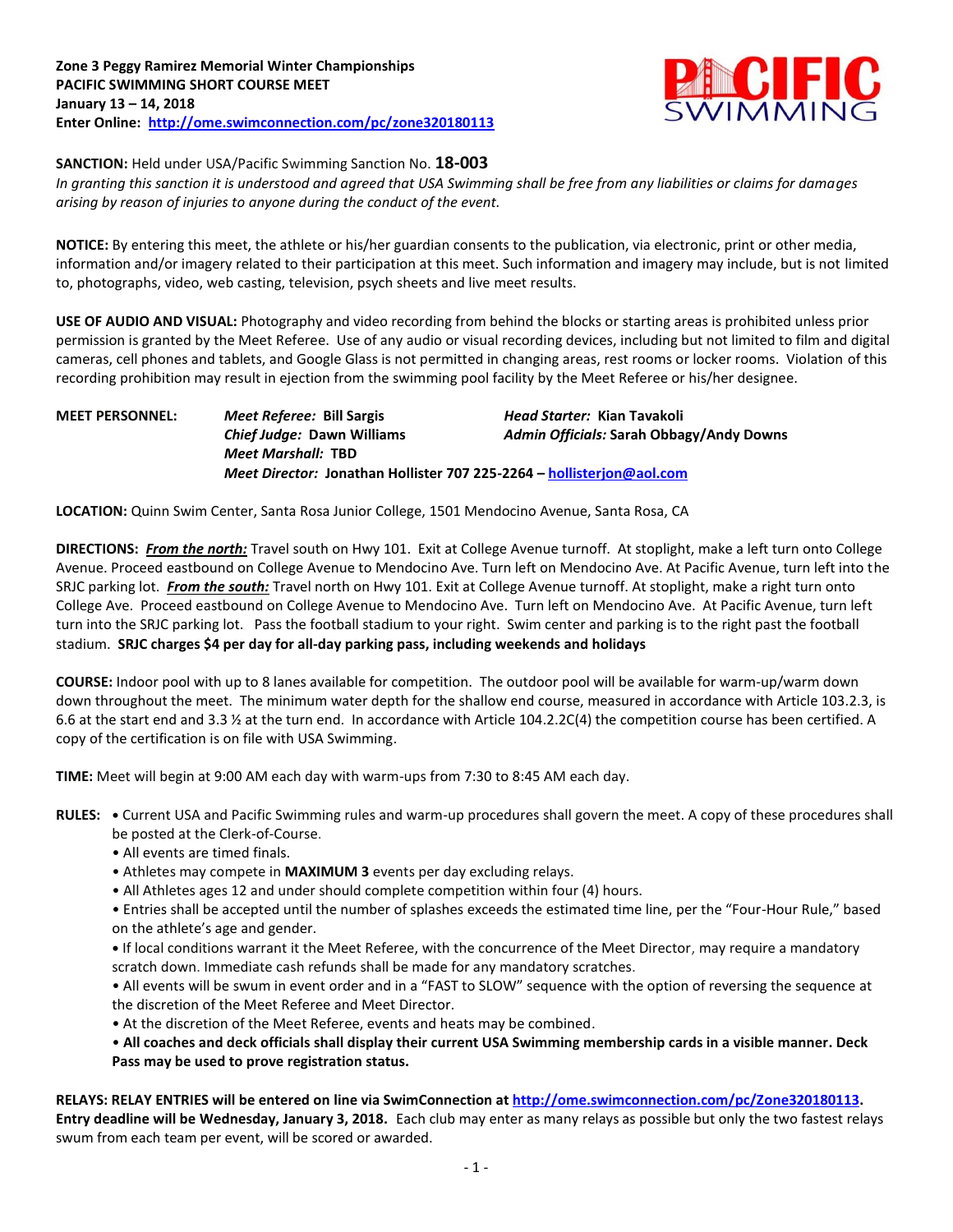**Zone 3 Peggy Ramirez Memorial Winter Championships**
**PACIFIC SWIMMING SHORT COURSE MEET**
**January 13 – 14, 2018**
**Enter Online: [http://ome.swimconnection.com/pc/zone320180113](http://ome.swimconnection.com/pc/zone320180113)**

**SANCTION:** Held under USA/Pacific Swimming Sanction No. **18-003**
*In granting this sanction it is understood and agreed that USA Swimming shall be free from any liabilities or claims for damages arising by reason of injuries to anyone during the conduct of the event.*

**NOTICE:** By entering this meet, the athlete or his/her guardian consents to the publication, via electronic, print or other media, information and/or imagery related to their participation at this meet. Such information and imagery may include, but is not limited to, photographs, video, web casting, television, psych sheets and live meet results.

**USE OF AUDIO AND VISUAL:** Photography and video recording from behind the blocks or starting areas is prohibited unless prior permission is granted by the Meet Referee. Use of any audio or visual recording devices, including but not limited to film and digital cameras, cell phones and tablets, and Google Glass is not permitted in changing areas, rest rooms or locker rooms. Violation of this recording prohibition may result in ejection from the swimming pool facility by the Meet Referee or his/her designee.

**MEET PERSONNEL:**
***Meet Referee:* Bill Sargis**
***Head Starter:* Kian Tavakoli**
***Chief Judge:* Dawn Williams**
***Admin Officials:* Sarah Obbagy/Andy Downs**
***Meet Marshall:* TBD**
***Meet Director:* Jonathan Hollister 707 225-2264 – [hollisterjon@aol.com](mailto:hollisterjon@aol.com)**

**LOCATION:** Quinn Swim Center, Santa Rosa Junior College, 1501 Mendocino Avenue, Santa Rosa, CA

**DIRECTIONS:** ***From the north:*** Travel south on Hwy 101. Exit at College Avenue turnoff. At stoplight, make a left turn onto College Avenue. Proceed eastbound on College Avenue to Mendocino Ave. Turn left on Mendocino Ave. At Pacific Avenue, turn left into the SRJC parking lot. ***From the south:*** Travel north on Hwy 101. Exit at College Avenue turnoff. At stoplight, make a right turn onto College Ave. Proceed eastbound on College Avenue to Mendocino Ave. Turn left on Mendocino Ave. At Pacific Avenue, turn left turn into the SRJC parking lot. Pass the football stadium to your right. Swim center and parking is to the right past the football stadium. **SRJC charges $4 per day for all-day parking pass, including weekends and holidays**

**COURSE:** Indoor pool with up to 8 lanes available for competition. The outdoor pool will be available for warm-up/warm down down throughout the meet. The minimum water depth for the shallow end course, measured in accordance with Article 103.2.3, is 6.6 at the start end and 3.3 ½ at the turn end. In accordance with Article 104.2.2C(4) the competition course has been certified. A copy of the certification is on file with USA Swimming.

**TIME:** Meet will begin at 9:00 AM each day with warm-ups from 7:30 to 8:45 AM each day.

**RULES:**
- Current USA and Pacific Swimming rules and warm-up procedures shall govern the meet. A copy of these procedures shall be posted at the Clerk-of-Course.
- All events are timed finals.
- Athletes may compete in **MAXIMUM 3** events per day excluding relays.
- All Athletes ages 12 and under should complete competition within four (4) hours.
- Entries shall be accepted until the number of splashes exceeds the estimated time line, per the "Four-Hour Rule," based on the athlete's age and gender.
- If local conditions warrant it the Meet Referee, with the concurrence of the Meet Director, may require a mandatory scratch down. Immediate cash refunds shall be made for any mandatory scratches.
- All events will be swum in event order and in a "FAST to SLOW" sequence with the option of reversing the sequence at the discretion of the Meet Referee and Meet Director.
- At the discretion of the Meet Referee, events and heats may be combined.
- **All coaches and deck officials shall display their current USA Swimming membership cards in a visible manner. Deck Pass may be used to prove registration status.**

**RELAYS: RELAY ENTRIES will be entered on line via SwimConnection at [http://ome.swimconnection.com/pc/Zone320180113](http://ome.swimconnection.com/pc/Zone320180113). Entry deadline will be Wednesday, January 3, 2018.** Each club may enter as many relays as possible but only the two fastest relays swum from each team per event, will be scored or awarded.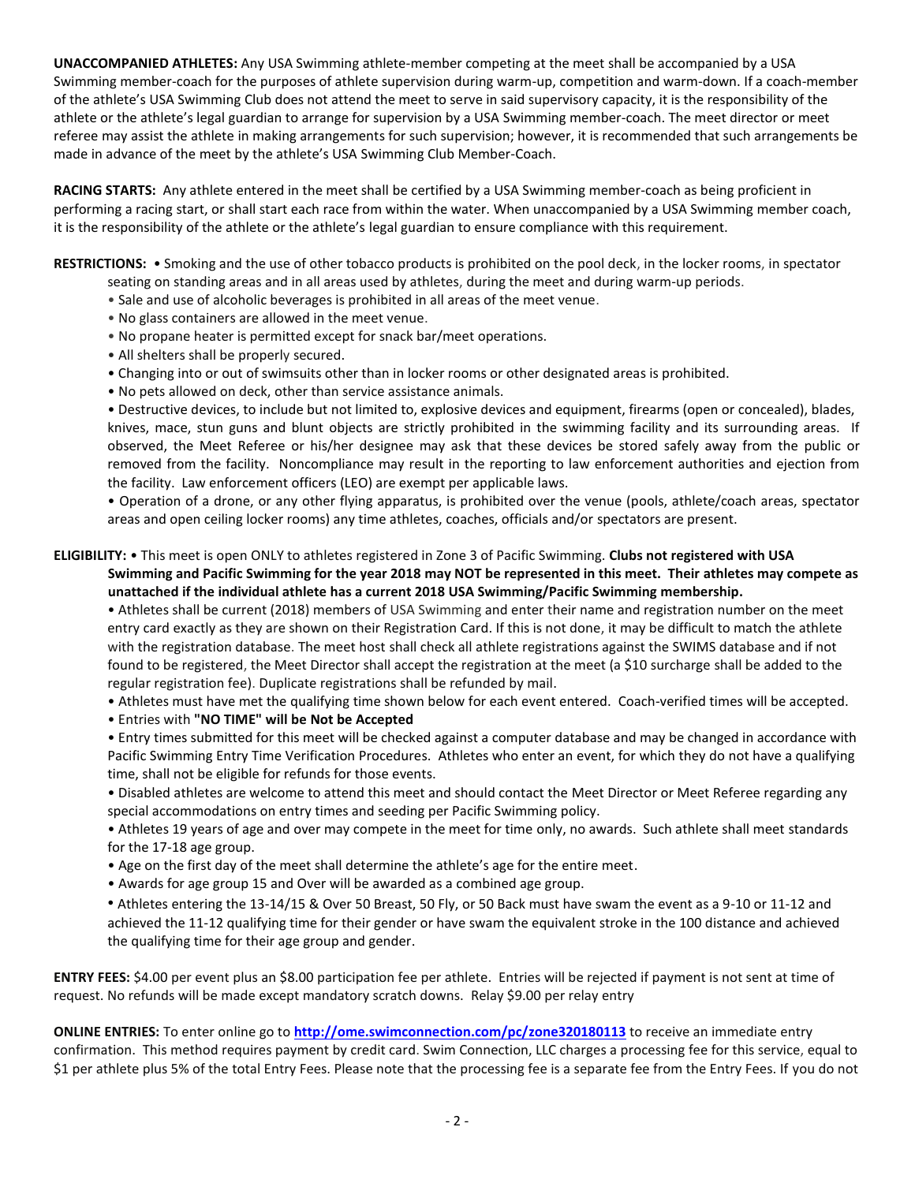**UNACCOMPANIED ATHLETES:** Any USA Swimming athlete-member competing at the meet shall be accompanied by a USA Swimming member-coach for the purposes of athlete supervision during warm-up, competition and warm-down. If a coach-member of the athlete's USA Swimming Club does not attend the meet to serve in said supervisory capacity, it is the responsibility of the athlete or the athlete's legal guardian to arrange for supervision by a USA Swimming member-coach. The meet director or meet referee may assist the athlete in making arrangements for such supervision; however, it is recommended that such arrangements be made in advance of the meet by the athlete's USA Swimming Club Member-Coach.

**RACING STARTS:** Any athlete entered in the meet shall be certified by a USA Swimming member-coach as being proficient in performing a racing start, or shall start each race from within the water. When unaccompanied by a USA Swimming member coach, it is the responsibility of the athlete or the athlete's legal guardian to ensure compliance with this requirement.

**RESTRICTIONS:**
- Smoking and the use of other tobacco products is prohibited on the pool deck, in the locker rooms, in spectator seating on standing areas and in all areas used by athletes, during the meet and during warm-up periods.
- Sale and use of alcoholic beverages is prohibited in all areas of the meet venue.
- No glass containers are allowed in the meet venue.
- No propane heater is permitted except for snack bar/meet operations.
- All shelters shall be properly secured.
- Changing into or out of swimsuits other than in locker rooms or other designated areas is prohibited.
- No pets allowed on deck, other than service assistance animals.
- Destructive devices, to include but not limited to, explosive devices and equipment, firearms (open or concealed), blades, knives, mace, stun guns and blunt objects are strictly prohibited in the swimming facility and its surrounding areas. If observed, the Meet Referee or his/her designee may ask that these devices be stored safely away from the public or removed from the facility. Noncompliance may result in the reporting to law enforcement authorities and ejection from the facility. Law enforcement officers (LEO) are exempt per applicable laws.
- Operation of a drone, or any other flying apparatus, is prohibited over the venue (pools, athlete/coach areas, spectator areas and open ceiling locker rooms) any time athletes, coaches, officials and/or spectators are present.

**ELIGIBILITY:**
- This meet is open ONLY to athletes registered in Zone 3 of Pacific Swimming. **Clubs not registered with USA Swimming and Pacific Swimming for the year 2018 may NOT be represented in this meet. Their athletes may compete as unattached if the individual athlete has a current 2018 USA Swimming/Pacific Swimming membership.**
- Athletes shall be current (2018) members of USA Swimming and enter their name and registration number on the meet entry card exactly as they are shown on their Registration Card. If this is not done, it may be difficult to match the athlete with the registration database. The meet host shall check all athlete registrations against the SWIMS database and if not found to be registered, the Meet Director shall accept the registration at the meet (a $10 surcharge shall be added to the regular registration fee). Duplicate registrations shall be refunded by mail.
- Athletes must have met the qualifying time shown below for each event entered. Coach-verified times will be accepted.
- Entries with **"NO TIME" will be Not be Accepted**
- Entry times submitted for this meet will be checked against a computer database and may be changed in accordance with Pacific Swimming Entry Time Verification Procedures. Athletes who enter an event, for which they do not have a qualifying time, shall not be eligible for refunds for those events.
- Disabled athletes are welcome to attend this meet and should contact the Meet Director or Meet Referee regarding any special accommodations on entry times and seeding per Pacific Swimming policy.
- Athletes 19 years of age and over may compete in the meet for time only, no awards. Such athlete shall meet standards for the 17-18 age group.
- Age on the first day of the meet shall determine the athlete's age for the entire meet.
- Awards for age group 15 and Over will be awarded as a combined age group.
- Athletes entering the 13-14/15 & Over 50 Breast, 50 Fly, or 50 Back must have swam the event as a 9-10 or 11-12 and achieved the 11-12 qualifying time for their gender or have swam the equivalent stroke in the 100 distance and achieved the qualifying time for their age group and gender.

**ENTRY FEES:** $4.00 per event plus an $8.00 participation fee per athlete. Entries will be rejected if payment is not sent at time of request. No refunds will be made except mandatory scratch downs. Relay $9.00 per relay entry

**ONLINE ENTRIES:** To enter online go to **http://ome.swimconnection.com/pc/zone320180113** to receive an immediate entry confirmation. This method requires payment by credit card. Swim Connection, LLC charges a processing fee for this service, equal to $1 per athlete plus 5% of the total Entry Fees. Please note that the processing fee is a separate fee from the Entry Fees. If you do not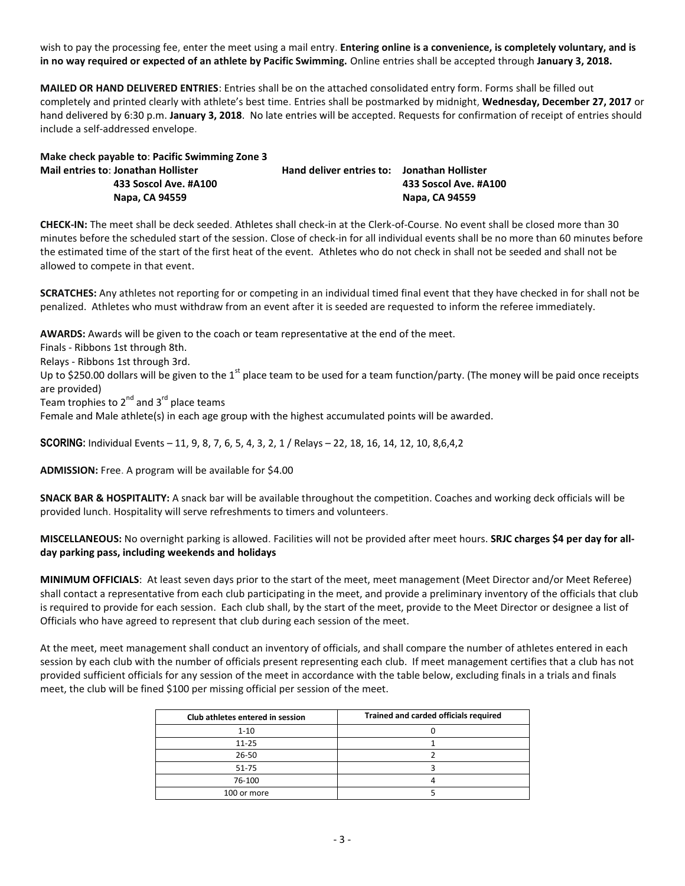wish to pay the processing fee, enter the meet using a mail entry. **Entering online is a convenience, is completely voluntary, and is in no way required or expected of an athlete by Pacific Swimming.** Online entries shall be accepted through **January 3, 2018.**

**MAILED OR HAND DELIVERED ENTRIES**: Entries shall be on the attached consolidated entry form. Forms shall be filled out completely and printed clearly with athlete's best time. Entries shall be postmarked by midnight, **Wednesday, December 27, 2017** or hand delivered by 6:30 p.m. **January 3, 2018**. No late entries will be accepted. Requests for confirmation of receipt of entries should include a self-addressed envelope.

**Make check payable to**: **Pacific Swimming Zone 3**

**Mail entries to**: **Jonathan Hollister**
**433 Soscol Ave. #A100**
**Napa, CA 94559**

**Hand deliver entries to: Jonathan Hollister**
**433 Soscol Ave. #A100**
**Napa, CA 94559**

**CHECK-IN:** The meet shall be deck seeded. Athletes shall check-in at the Clerk-of-Course. No event shall be closed more than 30 minutes before the scheduled start of the session. Close of check-in for all individual events shall be no more than 60 minutes before the estimated time of the start of the first heat of the event. Athletes who do not check in shall not be seeded and shall not be allowed to compete in that event.

**SCRATCHES:** Any athletes not reporting for or competing in an individual timed final event that they have checked in for shall not be penalized. Athletes who must withdraw from an event after it is seeded are requested to inform the referee immediately.

**AWARDS:** Awards will be given to the coach or team representative at the end of the meet.
Finals - Ribbons 1st through 8th.
Relays - Ribbons 1st through 3rd.
Up to $250.00 dollars will be given to the 1st place team to be used for a team function/party. (The money will be paid once receipts are provided)
Team trophies to 2nd and 3rd place teams
Female and Male athlete(s) in each age group with the highest accumulated points will be awarded.

**SCORING:** Individual Events – 11, 9, 8, 7, 6, 5, 4, 3, 2, 1 / Relays – 22, 18, 16, 14, 12, 10, 8,6,4,2

**ADMISSION:** Free. A program will be available for $4.00

**SNACK BAR & HOSPITALITY:** A snack bar will be available throughout the competition. Coaches and working deck officials will be provided lunch. Hospitality will serve refreshments to timers and volunteers.

**MISCELLANEOUS:** No overnight parking is allowed. Facilities will not be provided after meet hours. **SRJC charges $4 per day for all-day parking pass, including weekends and holidays**

**MINIMUM OFFICIALS**: At least seven days prior to the start of the meet, meet management (Meet Director and/or Meet Referee) shall contact a representative from each club participating in the meet, and provide a preliminary inventory of the officials that club is required to provide for each session. Each club shall, by the start of the meet, provide to the Meet Director or designee a list of Officials who have agreed to represent that club during each session of the meet.

At the meet, meet management shall conduct an inventory of officials, and shall compare the number of athletes entered in each session by each club with the number of officials present representing each club. If meet management certifies that a club has not provided sufficient officials for any session of the meet in accordance with the table below, excluding finals in a trials and finals meet, the club will be fined $100 per missing official per session of the meet.

| Club athletes entered in session | Trained and carded officials required |
|---|---|
| 1-10 | 0 |
| 11-25 | 1 |
| 26-50 | 2 |
| 51-75 | 3 |
| 76-100 | 4 |
| 100 or more | 5 |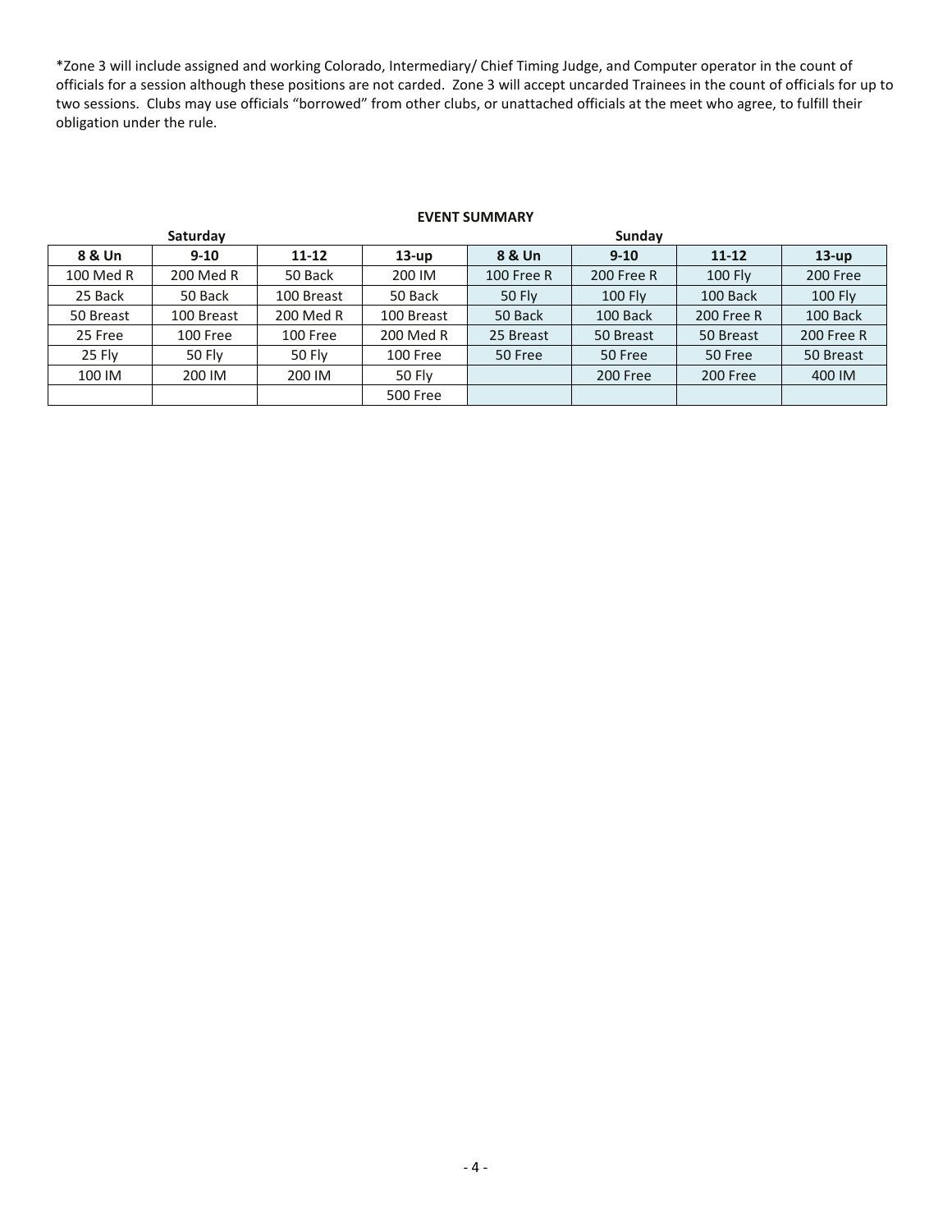*Zone 3 will include assigned and working Colorado, Intermediary/ Chief Timing Judge, and Computer operator in the count of officials for a session although these positions are not carded. Zone 3 will accept uncarded Trainees in the count of officials for up to two sessions. Clubs may use officials "borrowed" from other clubs, or unattached officials at the meet who agree, to fulfill their obligation under the rule.

**EVENT SUMMARY**

| Saturday | | | | Sunday | | | |
|---|---|---|---|---|---|---|---|
| **8 & Un** | **9-10** | **11-12** | **13-up** | **8 & Un** | **9-10** | **11-12** | **13-up** |
| 100 Med R | 200 Med R | 50 Back | 200 IM | 100 Free R | 200 Free R | 100 Fly | 200 Free |
| 25 Back | 50 Back | 100 Breast | 50 Back | 50 Fly | 100 Fly | 100 Back | 100 Fly |
| 50 Breast | 100 Breast | 200 Med R | 100 Breast | 50 Back | 100 Back | 200 Free R | 100 Back |
| 25 Free | 100 Free | 100 Free | 200 Med R | 25 Breast | 50 Breast | 50 Breast | 200 Free R |
| 25 Fly | 50 Fly | 50 Fly | 100 Free | 50 Free | 50 Free | 50 Free | 50 Breast |
| 100 IM | 200 IM | 200 IM | 50 Fly | | 200 Free | 200 Free | 400 IM |
| | | | 500 Free | | | | |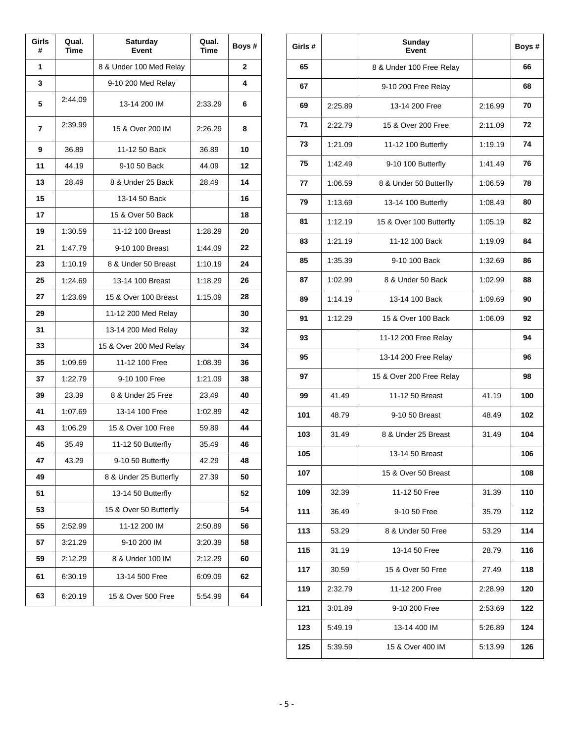| Girls # | Qual. Time | Saturday Event | Qual. Time | Boys # |
|---|---|---|---|---|
| 1 | | 8 & Under 100 Med Relay | | 2 |
| 3 | | 9-10 200 Med Relay | | 4 |
| 5 | 2:44.09 | 13-14 200 IM | 2:33.29 | 6 |
| 7 | 2:39.99 | 15 & Over 200 IM | 2:26.29 | 8 |
| 9 | 36.89 | 11-12 50 Back | 36.89 | 10 |
| 11 | 44.19 | 9-10 50 Back | 44.09 | 12 |
| 13 | 28.49 | 8 & Under 25 Back | 28.49 | 14 |
| 15 | | 13-14 50 Back | | 16 |
| 17 | | 15 & Over 50 Back | | 18 |
| 19 | 1:30.59 | 11-12 100 Breast | 1:28.29 | 20 |
| 21 | 1:47.79 | 9-10 100 Breast | 1:44.09 | 22 |
| 23 | 1:10.19 | 8 & Under 50 Breast | 1:10.19 | 24 |
| 25 | 1:24.69 | 13-14 100 Breast | 1:18.29 | 26 |
| 27 | 1:23.69 | 15 & Over 100 Breast | 1:15.09 | 28 |
| 29 | | 11-12 200 Med Relay | | 30 |
| 31 | | 13-14 200 Med Relay | | 32 |
| 33 | | 15 & Over 200 Med Relay | | 34 |
| 35 | 1:09.69 | 11-12 100 Free | 1:08.39 | 36 |
| 37 | 1:22.79 | 9-10 100 Free | 1:21.09 | 38 |
| 39 | 23.39 | 8 & Under 25 Free | 23.49 | 40 |
| 41 | 1:07.69 | 13-14 100 Free | 1:02.89 | 42 |
| 43 | 1:06.29 | 15 & Over 100 Free | 59.89 | 44 |
| 45 | 35.49 | 11-12 50 Butterfly | 35.49 | 46 |
| 47 | 43.29 | 9-10 50 Butterfly | 42.29 | 48 |
| 49 | | 8 & Under 25 Butterfly | 27.39 | 50 |
| 51 | | 13-14 50 Butterfly | | 52 |
| 53 | | 15 & Over 50 Butterfly | | 54 |
| 55 | 2:52.99 | 11-12 200 IM | 2:50.89 | 56 |
| 57 | 3:21.29 | 9-10 200 IM | 3:20.39 | 58 |
| 59 | 2:12.29 | 8 & Under 100 IM | 2:12.29 | 60 |
| 61 | 6:30.19 | 13-14 500 Free | 6:09.09 | 62 |
| 63 | 6:20.19 | 15 & Over 500 Free | 5:54.99 | 64 |

| Girls # | | Sunday Event | | Boys # |
|---|---|---|---|---|
| 65 | | 8 & Under 100 Free Relay | | 66 |
| 67 | | 9-10 200 Free Relay | | 68 |
| 69 | 2:25.89 | 13-14 200 Free | 2:16.99 | 70 |
| 71 | 2:22.79 | 15 & Over 200 Free | 2:11.09 | 72 |
| 73 | 1:21.09 | 11-12 100 Butterfly | 1:19.19 | 74 |
| 75 | 1:42.49 | 9-10 100 Butterfly | 1:41.49 | 76 |
| 77 | 1:06.59 | 8 & Under 50 Butterfly | 1:06.59 | 78 |
| 79 | 1:13.69 | 13-14 100 Butterfly | 1:08.49 | 80 |
| 81 | 1:12.19 | 15 & Over 100 Butterfly | 1:05.19 | 82 |
| 83 | 1:21.19 | 11-12 100 Back | 1:19.09 | 84 |
| 85 | 1:35.39 | 9-10 100 Back | 1:32.69 | 86 |
| 87 | 1:02.99 | 8 & Under 50 Back | 1:02.99 | 88 |
| 89 | 1:14.19 | 13-14 100 Back | 1:09.69 | 90 |
| 91 | 1:12.29 | 15 & Over 100 Back | 1:06.09 | 92 |
| 93 | | 11-12 200 Free Relay | | 94 |
| 95 | | 13-14 200 Free Relay | | 96 |
| 97 | | 15 & Over 200 Free Relay | | 98 |
| 99 | 41.49 | 11-12 50 Breast | 41.19 | 100 |
| 101 | 48.79 | 9-10 50 Breast | 48.49 | 102 |
| 103 | 31.49 | 8 & Under 25 Breast | 31.49 | 104 |
| 105 | | 13-14 50 Breast | | 106 |
| 107 | | 15 & Over 50 Breast | | 108 |
| 109 | 32.39 | 11-12 50 Free | 31.39 | 110 |
| 111 | 36.49 | 9-10 50 Free | 35.79 | 112 |
| 113 | 53.29 | 8 & Under 50 Free | 53.29 | 114 |
| 115 | 31.19 | 13-14 50 Free | 28.79 | 116 |
| 117 | 30.59 | 15 & Over 50 Free | 27.49 | 118 |
| 119 | 2:32.79 | 11-12 200 Free | 2:28.99 | 120 |
| 121 | 3:01.89 | 9-10 200 Free | 2:53.69 | 122 |
| 123 | 5:49.19 | 13-14 400 IM | 5:26.89 | 124 |
| 125 | 5:39.59 | 15 & Over 400 IM | 5:13.99 | 126 |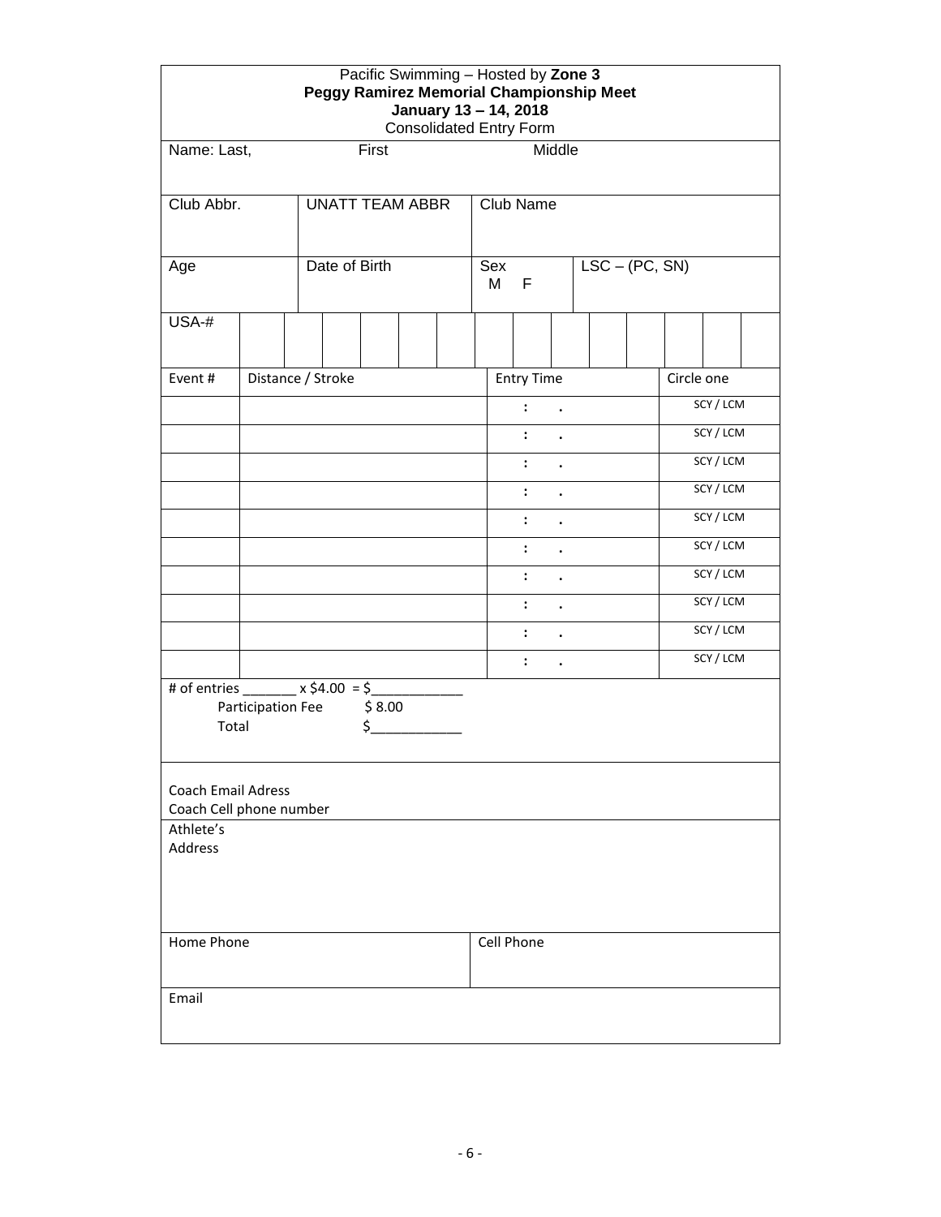Pacific Swimming – Hosted by **Zone 3**

**Peggy Ramirez Memorial Championship Meet**

**January 13 – 14, 2018**

Consolidated Entry Form

| Name: Last, | First | Middle |
|---|---|---|
| | | |

| Club Abbr. | UNATT TEAM ABBR | Club Name |
|---|---|---|
| | | |

| Age | Date of Birth | Sex M F | LSC – (PC, SN) |
|---|---|---|---|
| | | | |

| USA-# | | | | | | | | | | | | | | |
|---|---|---|---|---|---|---|---|---|---|---|---|---|---|---|
| | | | | | | | | | | | | | | |

| Event # | Distance / Stroke | Entry Time | Circle one |
|---|---|---|---|
| | | : . | SCY / LCM |
| | | : . | SCY / LCM |
| | | : . | SCY / LCM |
| | | : . | SCY / LCM |
| | | : . | SCY / LCM |
| | | : . | SCY / LCM |
| | | : . | SCY / LCM |
| | | : . | SCY / LCM |
| | | : . | SCY / LCM |
| | | : . | SCY / LCM |

# of entries _______ x $4.00 = $____________

Participation Fee $ 8.00

Total $____________

Coach Email Adress

Coach Cell phone number

Athlete's Address

| Home Phone | Cell Phone |
|---|---|
| | |

Email